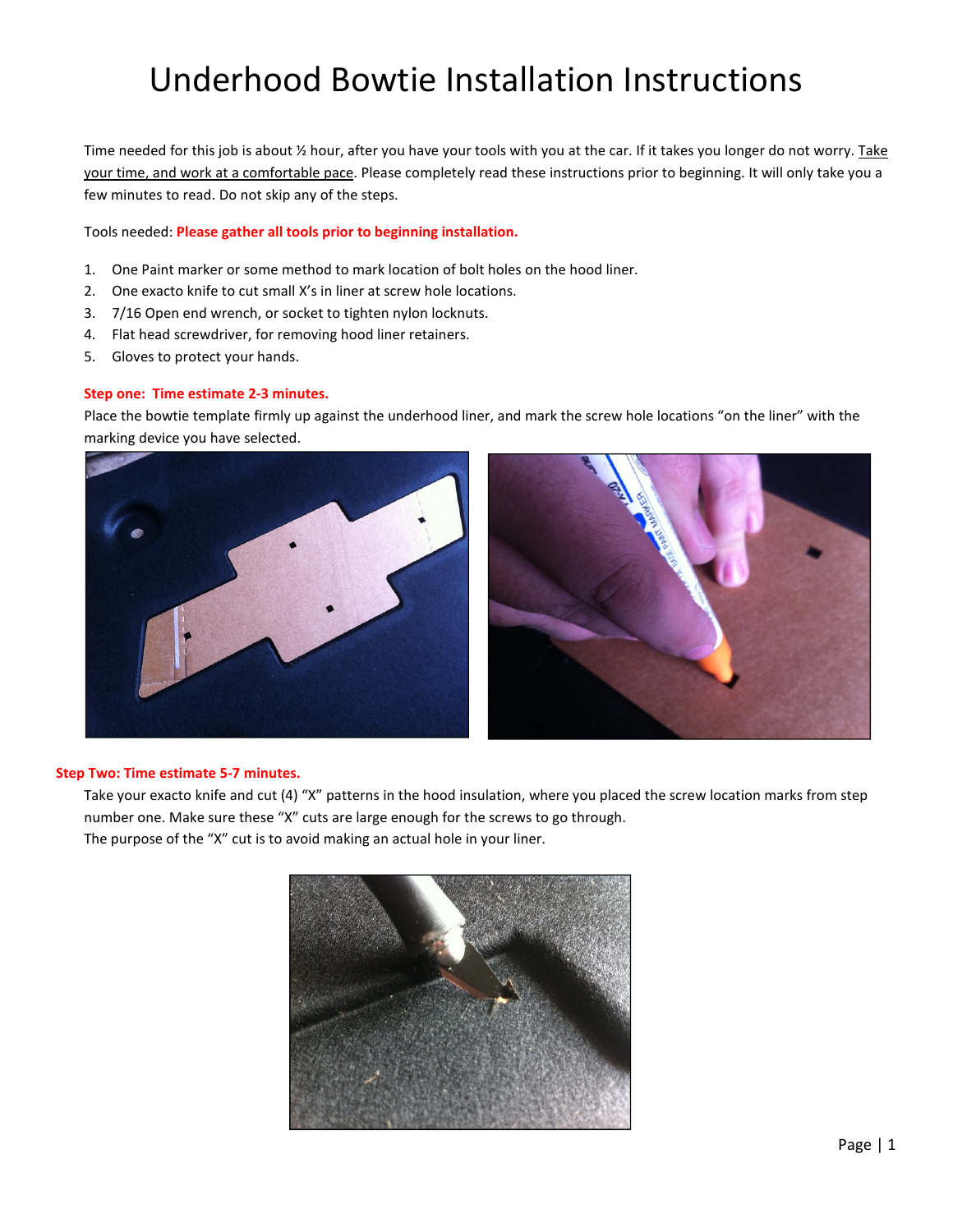# Underhood Bowtie Installation Instructions

Time needed for this job is about ½ hour, after you have your tools with you at the car. If it takes you longer do not worry. Take your time, and work at a comfortable pace. Please completely read these instructions prior to beginning. It will only take you a few minutes to read. Do not skip any of the steps.

Tools needed: **Please gather all tools prior to beginning installation.**

1. One Paint marker or some method to mark location of bolt holes on the hood liner.
2. One exacto knife to cut small X's in liner at screw hole locations.
3. 7/16 Open end wrench, or socket to tighten nylon locknuts.
4. Flat head screwdriver, for removing hood liner retainers.
5. Gloves to protect your hands.

**Step one: Time estimate 2-3 minutes.**

Place the bowtie template firmly up against the underhood liner, and mark the screw hole locations "on the liner" with the marking device you have selected.

**Step Two: Time estimate 5-7 minutes.**

Take your exacto knife and cut (4) "X" patterns in the hood insulation, where you placed the screw location marks from step number one. Make sure these "X" cuts are large enough for the screws to go through.

The purpose of the "X" cut is to avoid making an actual hole in your liner.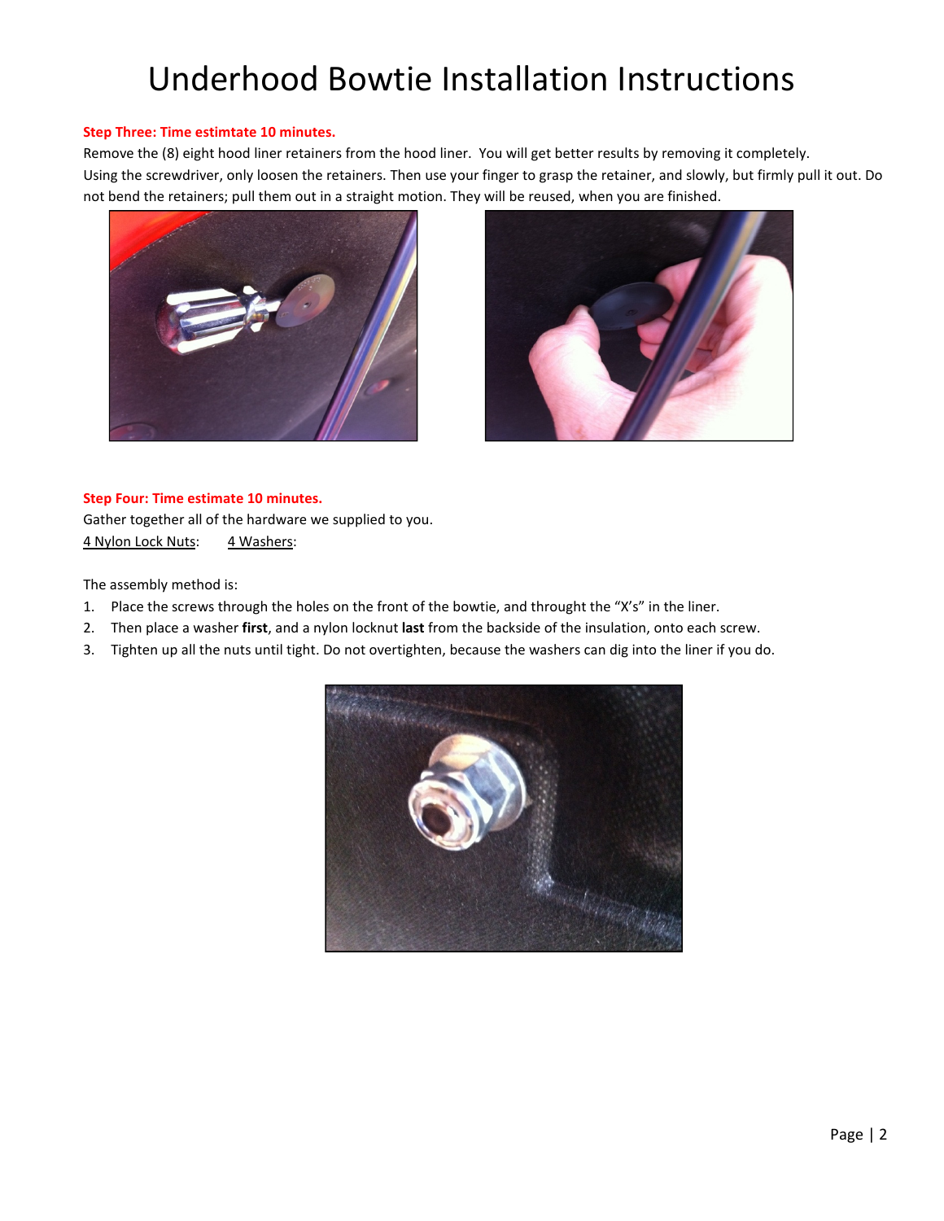# Underhood Bowtie Installation Instructions

**Step Three: Time estimtate 10 minutes.**

Remove the (8) eight hood liner retainers from the hood liner. You will get better results by removing it completely.
Using the screwdriver, only loosen the retainers. Then use your finger to grasp the retainer, and slowly, but firmly pull it out. Do not bend the retainers; pull them out in a straight motion. They will be reused, when you are finished.

**Step Four: Time estimate 10 minutes.**

Gather together all of the hardware we supplied to you.

4 Nylon Lock Nuts: 4 Washers:

The assembly method is:

1. Place the screws through the holes on the front of the bowtie, and throught the "X's" in the liner.
2. Then place a washer **first**, and a nylon locknut **last** from the backside of the insulation, onto each screw.
3. Tighten up all the nuts until tight. Do not overtighten, because the washers can dig into the liner if you do.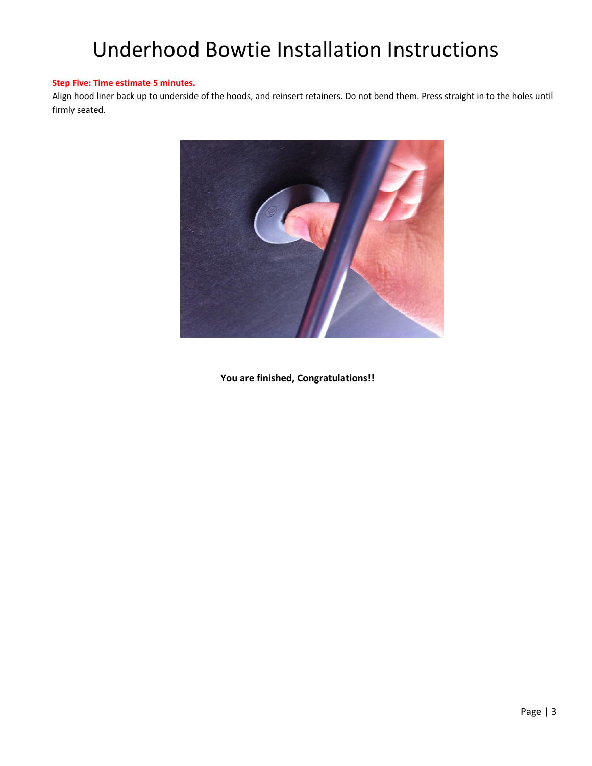# Underhood Bowtie Installation Instructions

**Step Five: Time estimate 5 minutes.**

Align hood liner back up to underside of the hoods, and reinsert retainers. Do not bend them. Press straight in to the holes until firmly seated.

**You are finished, Congratulations!!**